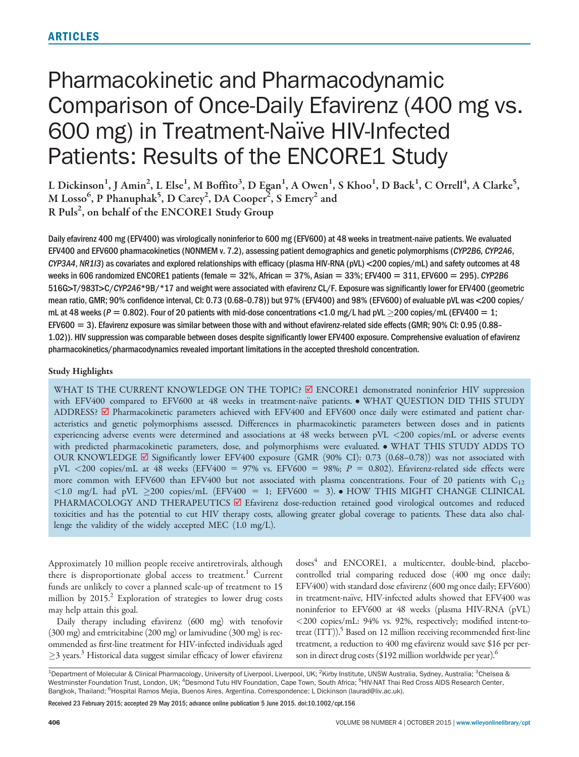ARTICLES

# Pharmacokinetic and Pharmacodynamic Comparison of Once-Daily Efavirenz (400 mg vs. 600 mg) in Treatment-Naïve HIV-Infected Patients: Results of the ENCORE1 Study

L Dickinson[1], J Amin[2], L Else[1], M Boffito[3], D Egan[1], A Owen[1], S Khoo[1], D Back[1], C Orrell[4], A Clarke[5], M Losso[6], P Phanuphak[5], D Carey[2], DA Cooper[2], S Emery[2] and R Puls[2], on behalf of the ENCORE1 Study Group

Daily efavirenz 400 mg (EFV400) was virologically noninferior to 600 mg (EFV600) at 48 weeks in treatment-naïve patients. We evaluated EFV400 and EFV600 pharmacokinetics (NONMEM v. 7.2), assessing patient demographics and genetic polymorphisms (*CYP2B6*, *CYP2A6*, *CYP3A4*, *NR1I3*) as covariates and explored relationships with efficacy (plasma HIV-RNA (pVL) <200 copies/mL) and safety outcomes at 48 weeks in 606 randomized ENCORE1 patients (female = 32%, African = 37%, Asian = 33%; EFV400 = 311, EFV600 = 295). *CYP2B6* 516G>T/983T>C/*CYP2A6**9B/*17 and weight were associated with efavirenz CL/F. Exposure was significantly lower for EFV400 (geometric mean ratio, GMR; 90% confidence interval, CI: 0.73 (0.68–0.78)) but 97% (EFV400) and 98% (EFV600) of evaluable pVL was <200 copies/mL at 48 weeks ($P = 0.802$). Four of 20 patients with mid-dose concentrations <1.0 mg/L had pVL ≥200 copies/mL (EFV400 = 1; EFV600 = 3). Efavirenz exposure was similar between those with and without efavirenz-related side effects (GMR; 90% CI: 0.95 (0.88–1.02)). HIV suppression was comparable between doses despite significantly lower EFV400 exposure. Comprehensive evaluation of efavirenz pharmacokinetics/pharmacodynamics revealed important limitations in the accepted threshold concentration.

**Study Highlights**

WHAT IS THE CURRENT KNOWLEDGE ON THE TOPIC? ☑ ENCORE1 demonstrated noninferior HIV suppression with EFV400 compared to EFV600 at 48 weeks in treatment-naïve patients. • WHAT QUESTION DID THIS STUDY ADDRESS? ☑ Pharmacokinetic parameters achieved with EFV400 and EFV600 once daily were estimated and patient characteristics and genetic polymorphisms assessed. Differences in pharmacokinetic parameters between doses and in patients experiencing adverse events were determined and associations at 48 weeks between pVL <200 copies/mL or adverse events with predicted pharmacokinetic parameters, dose, and polymorphisms were evaluated. • WHAT THIS STUDY ADDS TO OUR KNOWLEDGE ☑ Significantly lower EFV400 exposure (GMR (90% CI): 0.73 (0.68–0.78)) was not associated with pVL <200 copies/mL at 48 weeks (EFV400 = 97% vs. EFV600 = 98%; $P = 0.802$). Efavirenz-related side effects were more common with EFV600 than EFV400 but not associated with plasma concentrations. Four of 20 patients with $C_{12}$ <1.0 mg/L had pVL ≥200 copies/mL (EFV400 = 1; EFV600 = 3). • HOW THIS MIGHT CHANGE CLINICAL PHARMACOLOGY AND THERAPEUTICS ☑ Efavirenz dose-reduction retained good virological outcomes and reduced toxicities and has the potential to cut HIV therapy costs, allowing greater global coverage to patients. These data also challenge the validity of the widely accepted MEC (1.0 mg/L).

Approximately 10 million people receive antiretrovirals, although there is disproportionate global access to treatment.[1] Current funds are unlikely to cover a planned scale-up of treatment to 15 million by 2015.[2] Exploration of strategies to lower drug costs may help attain this goal.

Daily therapy including efavirenz (600 mg) with tenofovir (300 mg) and emtricitabine (200 mg) or lamivudine (300 mg) is recommended as first-line treatment for HIV-infected individuals aged ≥3 years.[3] Historical data suggest similar efficacy of lower efavirenz doses[4] and ENCORE1, a multicenter, double-bind, placebo-controlled trial comparing reduced dose (400 mg once daily; EFV400) with standard dose efavirenz (600 mg once daily; EFV600) in treatment-naïve, HIV-infected adults showed that EFV400 was noninferior to EFV600 at 48 weeks (plasma HIV-RNA (pVL) <200 copies/mL: 94% vs. 92%, respectively; modified intent-to-treat (ITT)).[5] Based on 12 million receiving recommended first-line treatment, a reduction to 400 mg efavirenz would save $16 per person in direct drug costs ($192 million worldwide per year).[6]

[1]Department of Molecular & Clinical Pharmacology, University of Liverpool, Liverpool, UK; [2]Kirby Institute, UNSW Australia, Sydney, Australia; [3]Chelsea & Westminster Foundation Trust, London, UK; [4]Desmond Tutu HIV Foundation, Cape Town, South Africa; [5]HIV-NAT Thai Red Cross AIDS Research Center, Bangkok, Thailand; [6]Hospital Ramos Mejía, Buenos Aires, Argentina. Correspondence: L Dickinson (laurad@liv.ac.uk).

Received 23 February 2015; accepted 29 May 2015; advance online publication 5 June 2015. doi:10.1002/cpt.156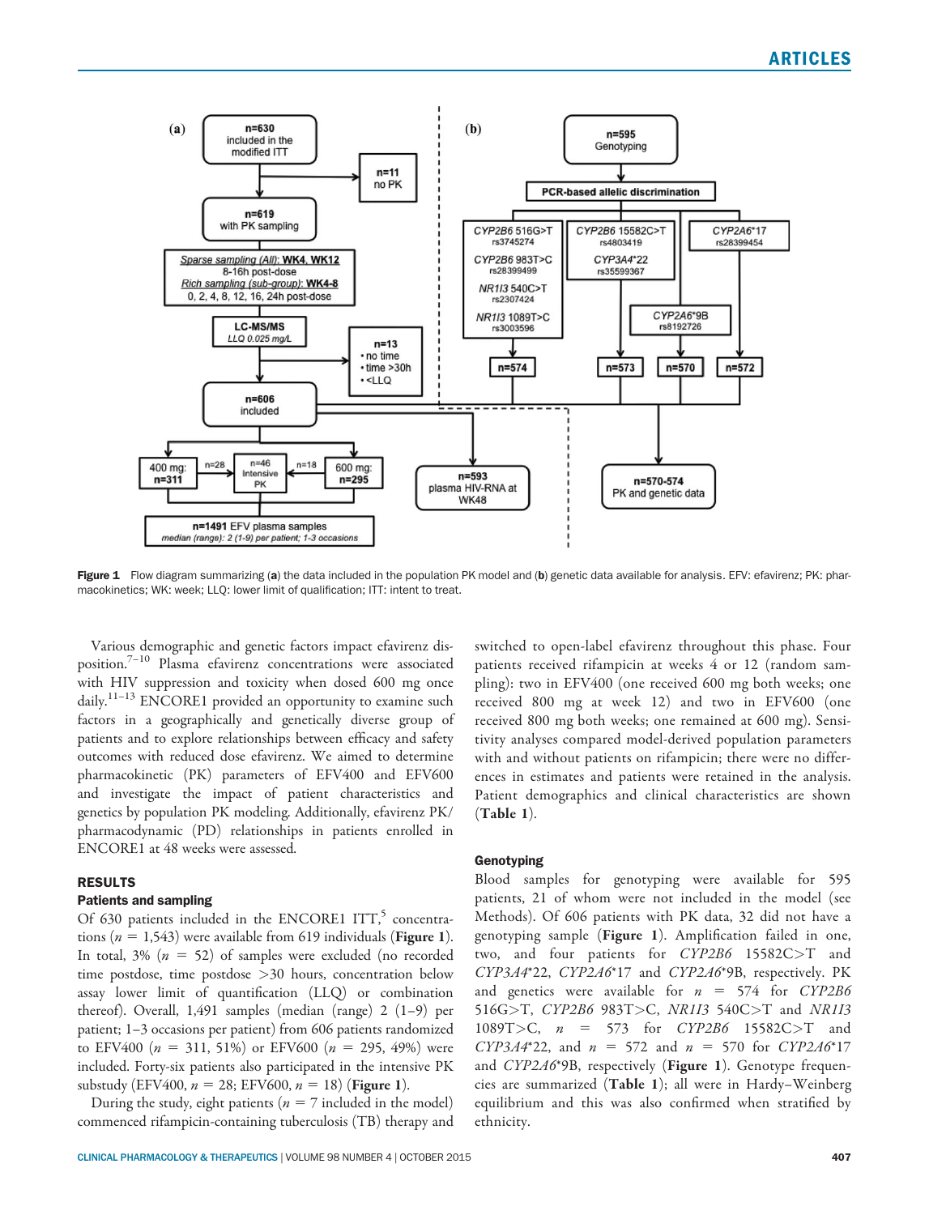Figure 1 Flow diagram summarizing (a) the data included in the population PK model and (b) genetic data available for analysis. EFV: efavirenz; PK: pharmacokinetics; WK: week; LLQ: lower limit of qualification; ITT: intent to treat.

Various demographic and genetic factors impact efavirenz disposition.[7–10] Plasma efavirenz concentrations were associated with HIV suppression and toxicity when dosed 600 mg once daily.[11–13] ENCORE1 provided an opportunity to examine such factors in a geographically and genetically diverse group of patients and to explore relationships between efficacy and safety outcomes with reduced dose efavirenz. We aimed to determine pharmacokinetic (PK) parameters of EFV400 and EFV600 and investigate the impact of patient characteristics and genetics by population PK modeling. Additionally, efavirenz PK/pharmacodynamic (PD) relationships in patients enrolled in ENCORE1 at 48 weeks were assessed.

## RESULTS

### Patients and sampling

Of 630 patients included in the ENCORE1 ITT,[5] concentrations ($n$ = 1,543) were available from 619 individuals (**Figure 1**). In total, 3% ($n$ = 52) of samples were excluded (no recorded time postdose, time postdose >30 hours, concentration below assay lower limit of quantification (LLQ) or combination thereof). Overall, 1,491 samples (median (range) 2 (1–9) per patient; 1–3 occasions per patient) from 606 patients randomized to EFV400 ($n$ = 311, 51%) or EFV600 ($n$ = 295, 49%) were included. Forty-six patients also participated in the intensive PK substudy (EFV400, $n$ = 28; EFV600, $n$ = 18) (**Figure 1**).

During the study, eight patients ($n$ = 7 included in the model) commenced rifampicin-containing tuberculosis (TB) therapy and switched to open-label efavirenz throughout this phase. Four patients received rifampicin at weeks 4 or 12 (random sampling): two in EFV400 (one received 600 mg both weeks; one received 800 mg at week 12) and two in EFV600 (one received 800 mg both weeks; one remained at 600 mg). Sensitivity analyses compared model-derived population parameters with and without patients on rifampicin; there were no differences in estimates and patients were retained in the analysis. Patient demographics and clinical characteristics are shown (**Table 1**).

### Genotyping

Blood samples for genotyping were available for 595 patients, 21 of whom were not included in the model (see Methods). Of 606 patients with PK data, 32 did not have a genotyping sample (**Figure 1**). Amplification failed in one, two, and four patients for *CYP2B6* 15582C>T and *CYP3A4*\*22, *CYP2A6*\*17 and *CYP2A6*\*9B, respectively. PK and genetics were available for $n$ = 574 for *CYP2B6* 516G>T, *CYP2B6* 983T>C, *NR1I3* 540C>T and *NR1I3* 1089T>C, $n$ = 573 for *CYP2B6* 15582C>T and *CYP3A4*\*22, and $n$ = 572 and $n$ = 570 for *CYP2A6*\*17 and *CYP2A6*\*9B, respectively (**Figure 1**). Genotype frequencies are summarized (**Table 1**); all were in Hardy–Weinberg equilibrium and this was also confirmed when stratified by ethnicity.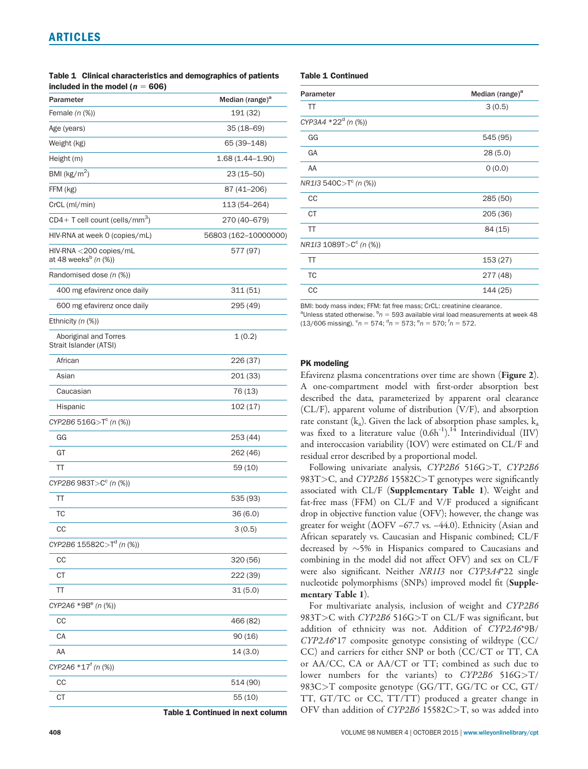**Table 1 Clinical characteristics and demographics of patients included in the model ($n$ = 606)**

| Parameter | Median (range)[a] |
|---|---|
| Female (n (%)) | 191 (32) |
| Age (years) | 35 (18–69) |
| Weight (kg) | 65 (39–148) |
| Height (m) | 1.68 (1.44–1.90) |
| BMI (kg/m$^2$) | 23 (15–50) |
| FFM (kg) | 87 (41–206) |
| CrCL (ml/min) | 113 (54–264) |
| CD4+ T cell count (cells/mm$^3$) | 270 (40–679) |
| HIV-RNA at week 0 (copies/mL) | 56803 (162–10000000) |
| HIV-RNA <200 copies/mL at 48 weeks[b] (n (%)) | 577 (97) |
| Randomised dose (n (%)) | |
| 400 mg efavirenz once daily | 311 (51) |
| 600 mg efavirenz once daily | 295 (49) |
| Ethnicity (n (%)) | |
| Aboriginal and Torres Strait Islander (ATSI) | 1 (0.2) |
| African | 226 (37) |
| Asian | 201 (33) |
| Caucasian | 76 (13) |
| Hispanic | 102 (17) |
| *CYP2B6* 516G>T[c] (n (%)) | |
| GG | 253 (44) |
| GT | 262 (46) |
| TT | 59 (10) |
| *CYP2B6* 983T>C[c] (n (%)) | |
| TT | 535 (93) |
| TC | 36 (6.0) |
| CC | 3 (0.5) |
| *CYP2B6* 15582C>T[d] (n (%)) | |
| CC | 320 (56) |
| CT | 222 (39) |
| TT | 31 (5.0) |
| *CYP2A6* *9B[e] (n (%)) | |
| CC | 466 (82) |
| CA | 90 (16) |
| AA | 14 (3.0) |
| *CYP2A6* *17[f] (n (%)) | |
| CC | 514 (90) |
| CT | 55 (10) |
| TT | 3 (0.5) |
| *CYP3A4* *22[d] (n (%)) | |
| GG | 545 (95) |
| GA | 28 (5.0) |
| AA | 0 (0.0) |
| *NR1I3* 540C>T[c] (n (%)) | |
| CC | 285 (50) |
| CT | 205 (36) |
| TT | 84 (15) |
| *NR1I3* 1089T>C[c] (n (%)) | |
| TT | 153 (27) |
| TC | 277 (48) |
| CC | 144 (25) |

BMI: body mass index; FFM: fat free mass; CrCL: creatinine clearance.
[a]Unless stated otherwise. [b]$n$ = 593 available viral load measurements at week 48 (13/606 missing). [c]$n$ = 574; [d]$n$ = 573; [e]$n$ = 570; [f]$n$ = 572.

### PK modeling

Efavirenz plasma concentrations over time are shown (**Figure 2**). A one-compartment model with first-order absorption best described the data, parameterized by apparent oral clearance (CL/F), apparent volume of distribution (V/F), and absorption rate constant ($k_a$). Given the lack of absorption phase samples, $k_a$ was fixed to a literature value (0.6h$^{-1}$).[14] Interindividual (IIV) and interoccasion variability (IOV) were estimated on CL/F and residual error described by a proportional model.

Following univariate analysis, *CYP2B6* 516G>T, *CYP2B6* 983T>C, and *CYP2B6* 15582C>T genotypes were significantly associated with CL/F (**Supplementary Table 1**). Weight and fat-free mass (FFM) on CL/F and V/F produced a significant drop in objective function value (OFV); however, the change was greater for weight (ΔOFV –67.7 vs. –44.0). Ethnicity (Asian and African separately vs. Caucasian and Hispanic combined; CL/F decreased by ~5% in Hispanics compared to Caucasians and combining in the model did not affect OFV) and sex on CL/F were also significant. Neither *NR1I3* nor *CYP3A4**22 single nucleotide polymorphisms (SNPs) improved model fit (**Supplementary Table 1**).

For multivariate analysis, inclusion of weight and *CYP2B6* 983T>C with *CYP2B6* 516G>T on CL/F was significant, but addition of ethnicity was not. Addition of *CYP2A6**9B/*CYP2A6**17 composite genotype consisting of wildtype (CC/CC) and carriers for either SNP or both (CC/CT or TT, CA or AA/CC, CA or AA/CT or TT; combined as such due to lower numbers for the variants) to *CYP2B6* 516G>T/983C>T composite genotype (GG/TT, GG/TC or CC, GT/TT, GT/TC or CC, TT/TT) produced a greater change in OFV than addition of *CYP2B6* 15582C>T, so was added into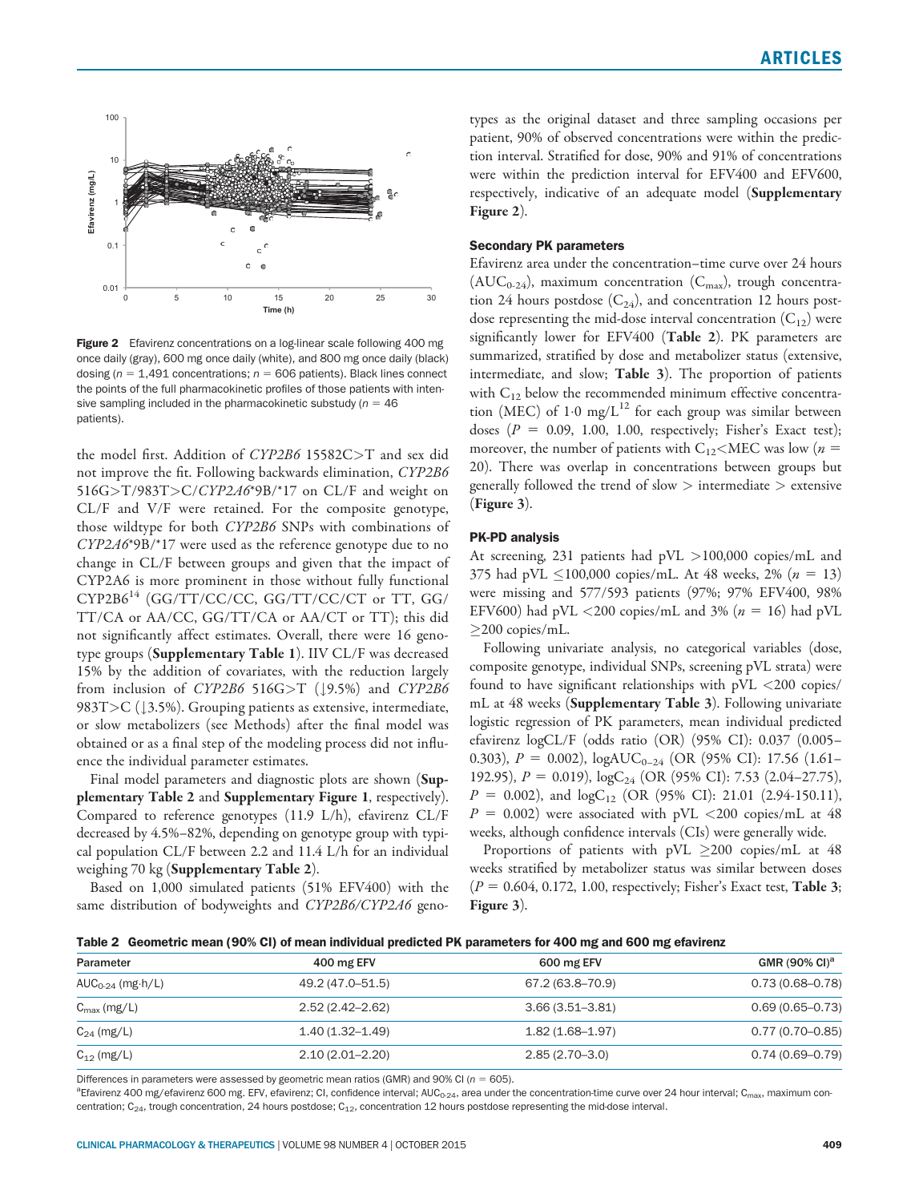Figure 2 Efavirenz concentrations on a log-linear scale following 400 mg once daily (gray), 600 mg once daily (white), and 800 mg once daily (black) dosing ($n$ = 1,491 concentrations; $n$ = 606 patients). Black lines connect the points of the full pharmacokinetic profiles of those patients with intensive sampling included in the pharmacokinetic substudy ($n$ = 46 patients).

the model first. Addition of *CYP2B6* 15582C>T and sex did not improve the fit. Following backwards elimination, *CYP2B6* 516G>T/983T>C/*CYP2A6**9B/*17 on CL/F and weight on CL/F and V/F were retained. For the composite genotype, those wildtype for both *CYP2B6* SNPs with combinations of *CYP2A6**9B/*17 were used as the reference genotype due to no change in CL/F between groups and given that the impact of CYP2A6 is more prominent in those without fully functional CYP2B6[14] (GG/TT/CC/CC, GG/TT/CC/CT or TT, GG/TT/CA or AA/CC, GG/TT/CA or AA/CT or TT); this did not significantly affect estimates. Overall, there were 16 genotype groups (**Supplementary Table 1**). IIV CL/F was decreased 15% by the addition of covariates, with the reduction largely from inclusion of *CYP2B6* 516G>T (↓9.5%) and *CYP2B6* 983T>C (↓3.5%). Grouping patients as extensive, intermediate, or slow metabolizers (see Methods) after the final model was obtained or as a final step of the modeling process did not influence the individual parameter estimates.

Final model parameters and diagnostic plots are shown (**Supplementary Table 2** and **Supplementary Figure 1**, respectively). Compared to reference genotypes (11.9 L/h), efavirenz CL/F decreased by 4.5%–82%, depending on genotype group with typical population CL/F between 2.2 and 11.4 L/h for an individual weighing 70 kg (**Supplementary Table 2**).

Based on 1,000 simulated patients (51% EFV400) with the same distribution of bodyweights and *CYP2B6/CYP2A6* genotypes as the original dataset and three sampling occasions per patient, 90% of observed concentrations were within the prediction interval. Stratified for dose, 90% and 91% of concentrations were within the prediction interval for EFV400 and EFV600, respectively, indicative of an adequate model (**Supplementary Figure 2**).

### Secondary PK parameters

Efavirenz area under the concentration–time curve over 24 hours ($AUC_{0\text{-}24}$), maximum concentration ($C_{max}$), trough concentration 24 hours postdose ($C_{24}$), and concentration 12 hours postdose representing the mid-dose interval concentration ($C_{12}$) were significantly lower for EFV400 (**Table 2**). PK parameters are summarized, stratified by dose and metabolizer status (extensive, intermediate, and slow; **Table 3**). The proportion of patients with $C_{12}$ below the recommended minimum effective concentration (MEC) of 1·0 mg/L[12] for each group was similar between doses ($P$ = 0.09, 1.00, 1.00, respectively; Fisher's Exact test); moreover, the number of patients with $C_{12}$<MEC was low ($n$ = 20). There was overlap in concentrations between groups but generally followed the trend of slow > intermediate > extensive (**Figure 3**).

### PK-PD analysis

At screening, 231 patients had pVL >100,000 copies/mL and 375 had pVL ≤100,000 copies/mL. At 48 weeks, 2% ($n$ = 13) were missing and 577/593 patients (97%; 97% EFV400, 98% EFV600) had pVL <200 copies/mL and 3% ($n$ = 16) had pVL ≥200 copies/mL.

Following univariate analysis, no categorical variables (dose, composite genotype, individual SNPs, screening pVL strata) were found to have significant relationships with pVL <200 copies/mL at 48 weeks (**Supplementary Table 3**). Following univariate logistic regression of PK parameters, mean individual predicted efavirenz logCL/F (odds ratio (OR) (95% CI): 0.037 (0.005–0.303), $P$ = 0.002), $\log AUC_{0\text{–}24}$ (OR (95% CI): 17.56 (1.61–192.95), $P$ = 0.019), $\log C_{24}$ (OR (95% CI): 7.53 (2.04–27.75), $P$ = 0.002), and $\log C_{12}$ (OR (95% CI): 21.01 (2.94-150.11), $P$ = 0.002) were associated with pVL <200 copies/mL at 48 weeks, although confidence intervals (CIs) were generally wide.

Proportions of patients with pVL ≥200 copies/mL at 48 weeks stratified by metabolizer status was similar between doses ($P$ = 0.604, 0.172, 1.00, respectively; Fisher's Exact test, **Table 3**; **Figure 3**).

**Table 2 Geometric mean (90% CI) of mean individual predicted PK parameters for 400 mg and 600 mg efavirenz**

| Parameter | 400 mg EFV | 600 mg EFV | GMR (90% CI)[a] |
|---|---|---|---|
| $AUC_{0\text{-}24}$ (mg·h/L) | 49.2 (47.0–51.5) | 67.2 (63.8–70.9) | 0.73 (0.68–0.78) |
| $C_{max}$ (mg/L) | 2.52 (2.42–2.62) | 3.66 (3.51–3.81) | 0.69 (0.65–0.73) |
| $C_{24}$ (mg/L) | 1.40 (1.32–1.49) | 1.82 (1.68–1.97) | 0.77 (0.70–0.85) |
| $C_{12}$ (mg/L) | 2.10 (2.01–2.20) | 2.85 (2.70–3.0) | 0.74 (0.69–0.79) |

Differences in parameters were assessed by geometric mean ratios (GMR) and 90% CI ($n$ = 605).
[a]Efavirenz 400 mg/efavirenz 600 mg. EFV, efavirenz; CI, confidence interval; $AUC_{0\text{-}24}$, area under the concentration-time curve over 24 hour interval; $C_{max}$, maximum concentration; $C_{24}$, trough concentration, 24 hours postdose; $C_{12}$, concentration 12 hours postdose representing the mid-dose interval.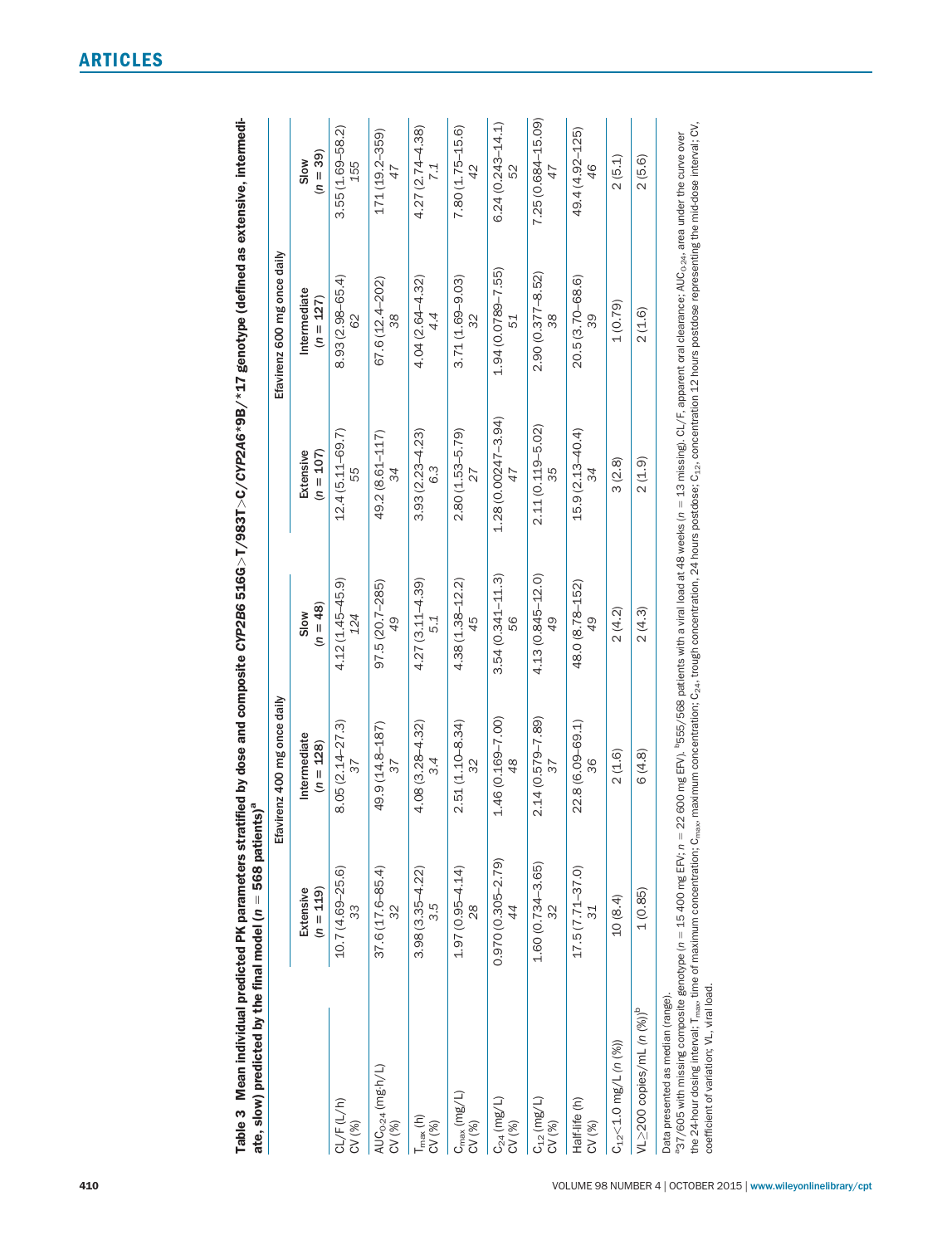**Table 3 Mean individual predicted PK parameters stratified by dose and composite *CYP2B6* 516G>T/983T>C/*CYP2A6**9B/*17 genotype (defined as extensive, intermediate, slow) predicted by the final model ($n$ = 568 patients)[a]**

| | Efavirenz 400 mg once daily | | | Efavirenz 600 mg once daily | | |
|---|---|---|---|---|---|---|
| | Extensive ($n$ = 119) | Intermediate ($n$ = 128) | Slow ($n$ = 48) | Extensive ($n$ = 107) | Intermediate ($n$ = 127) | Slow ($n$ = 39) |
| CL/F (L/h) | 10.7 (4.69–25.6) | 8.05 (2.14–27.3) | 4.12 (1.45–45.9) | 12.4 (5.11–69.7) | 8.93 (2.98–65.4) | 3.55 (1.69–58.2) |
| CV (%) | *33* | *37* | *124* | *55* | *62* | *155* |
| $AUC_{0\text{-}24}$ (mg.h/L) | 37.6 (17.6–85.4) | 49.9 (14.8–187) | 97.5 (20.7–285) | 49.2 (8.61–117) | 67.6 (12.4–202) | 171 (19.2–359) |
| CV (%) | *32* | *37* | *49* | *34* | *38* | *47* |
| $T_{max}$ (h) | 3.98 (3.35–4.22) | 4.08 (3.28–4.32) | 4.27 (3.11–4.39) | 3.93 (2.23–4.23) | 4.04 (2.64–4.32) | 4.27 (2.74–4.38) |
| CV (%) | *3.5* | *3.4* | *5.1* | *6.3* | *4.4* | *7.1* |
| $C_{max}$ (mg/L) | 1.97 (0.95–4.14) | 2.51 (1.10–8.34) | 4.38 (1.38–12.2) | 2.80 (1.53–5.79) | 3.71 (1.69–9.03) | 7.80 (1.75–15.6) |
| CV (%) | *28* | *32* | *45* | *27* | *32* | *42* |
| $C_{24}$ (mg/L) | 0.970 (0.305–2.79) | 1.46 (0.169–7.00) | 3.54 (0.341–11.3) | 1.28 (0.00247–3.94) | 1.94 (0.0789–7.55) | 6.24 (0.243–14.1) |
| CV (%) | *44* | *48* | *56* | *47* | *51* | *52* |
| $C_{12}$ (mg/L) | 1.60 (0.734–3.65) | 2.14 (0.579–7.89) | 4.13 (0.845–12.0) | 2.11 (0.119–5.02) | 2.90 (0.377–8.52) | 7.25 (0.684–15.09) |
| CV (%) | *32* | *37* | *49* | *35* | *38* | *47* |
| Half-life (h) | 17.5 (7.71–37.0) | 22.8 (6.09–69.1) | 48.0 (8.78–152) | 15.9 (2.13–40.4) | 20.5 (3.70–68.6) | 49.4 (4.92–125) |
| CV (%) | *31* | *36* | *49* | *34* | *39* | *46* |
| $C_{12}$<1.0 mg/L (n (%)) | 10 (8.4) | 2 (1.6) | 2 (4.2) | 3 (2.8) | 1 (0.79) | 2 (5.1) |
| VL≥200 copies/mL (n (%))[b] | 1 (0.85) | 6 (4.8) | 2 (4.3) | 2 (1.9) | 2 (1.6) | 2 (5.6) |

Data presented as median (range).

[a]37/605 with missing composite genotype ($n$ = 15 400 mg EFV; $n$ = 22 600 mg EFV). [b]555/568 patients with a viral load at 48 weeks ($n$ = 13 missing). CL/F, apparent oral clearance; $AUC_{0\text{-}24}$, area under the curve over the 24-hour dosing interval; $T_{max}$, time of maximum concentration; $C_{max}$, maximum concentration; $C_{24}$, trough concentration, 24 hours postdose; $C_{12}$, concentration 12 hours postdose representing the mid-dose interval; CV, coefficient of variation; VL, viral load.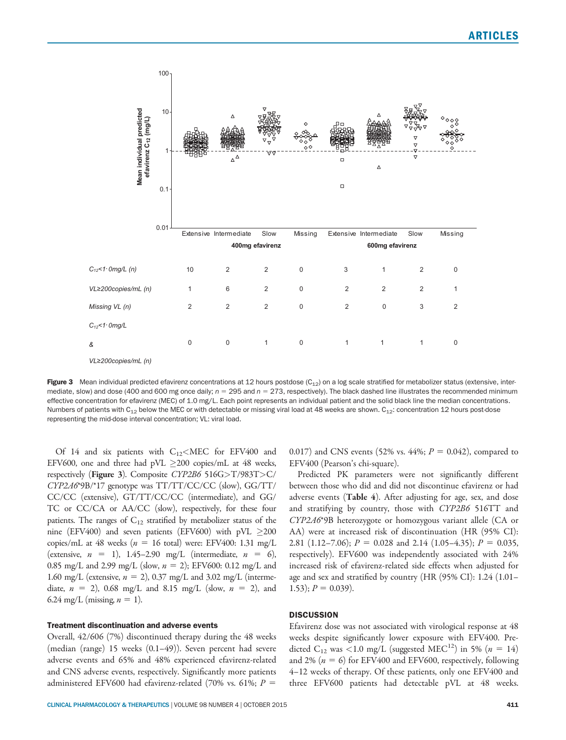| | Extensive | Intermediate | Slow | Missing | Extensive | Intermediate | Slow | Missing |
|---|---|---|---|---|---|---|---|---|
| | 400mg efavirenz | | | | 600mg efavirenz | | | |
| $C_{12}$<1·0mg/L (n) | 10 | 2 | 2 | 0 | 3 | 1 | 2 | 0 |
| VL≥200copies/mL (n) | 1 | 6 | 2 | 0 | 2 | 2 | 2 | 1 |
| Missing VL (n) | 2 | 2 | 2 | 0 | 2 | 0 | 3 | 2 |
| $C_{12}$<1·0mg/L & VL≥200copies/mL (n) | 0 | 0 | 1 | 0 | 1 | 1 | 1 | 0 |

**Figure 3** Mean individual predicted efavirenz concentrations at 12 hours postdose ($C_{12}$) on a log scale stratified for metabolizer status (extensive, intermediate, slow) and dose (400 and 600 mg once daily; $n$ = 295 and $n$ = 273, respectively). The black dashed line illustrates the recommended minimum effective concentration for efavirenz (MEC) of 1.0 mg/L. Each point represents an individual patient and the solid black line the median concentrations. Numbers of patients with $C_{12}$ below the MEC or with detectable or missing viral load at 48 weeks are shown. $C_{12}$: concentration 12 hours post-dose representing the mid-dose interval concentration; VL: viral load.

Of 14 and six patients with $C_{12}$<MEC for EFV400 and EFV600, one and three had pVL ≥200 copies/mL at 48 weeks, respectively (**Figure 3**). Composite *CYP2B6* 516G>T/983T>C/*CYP2A6**9B/*17 genotype was TT/TT/CC/CC (slow), GG/TT/CC/CC (extensive), GT/TT/CC/CC (intermediate), and GG/TC or CC/CA or AA/CC (slow), respectively, for these four patients. The ranges of $C_{12}$ stratified by metabolizer status of the nine (EFV400) and seven patients (EFV600) with pVL ≥200 copies/mL at 48 weeks ($n$ = 16 total) were: EFV400: 1.31 mg/L (extensive, $n$ = 1), 1.45–2.90 mg/L (intermediate, $n$ = 6), 0.85 mg/L and 2.99 mg/L (slow, $n$ = 2); EFV600: 0.12 mg/L and 1.60 mg/L (extensive, $n$ = 2), 0.37 mg/L and 3.02 mg/L (intermediate, $n$ = 2), 0.68 mg/L and 8.15 mg/L (slow, $n$ = 2), and 6.24 mg/L (missing, $n$ = 1).

### Treatment discontinuation and adverse events

Overall, 42/606 (7%) discontinued therapy during the 48 weeks (median (range) 15 weeks (0.1–49)). Seven percent had severe adverse events and 65% and 48% experienced efavirenz-related and CNS adverse events, respectively. Significantly more patients administered EFV600 had efavirenz-related (70% vs. 61%; $P$ = 0.017) and CNS events (52% vs. 44%; $P$ = 0.042), compared to EFV400 (Pearson's chi-square).

Predicted PK parameters were not significantly different between those who did and did not discontinue efavirenz or had adverse events (**Table 4**). After adjusting for age, sex, and dose and stratifying by country, those with *CYP2B6* 516TT and *CYP2A6**9B heterozygote or homozygous variant allele (CA or AA) were at increased risk of discontinuation (HR (95% CI): 2.81 (1.12–7.06); $P$ = 0.028 and 2.14 (1.05–4.35); $P$ = 0.035, respectively). EFV600 was independently associated with 24% increased risk of efavirenz-related side effects when adjusted for age and sex and stratified by country (HR (95% CI): 1.24 (1.01–1.53); $P$ = 0.039).

## DISCUSSION

Efavirenz dose was not associated with virological response at 48 weeks despite significantly lower exposure with EFV400. Predicted $C_{12}$ was <1.0 mg/L (suggested MEC[12]) in 5% ($n$ = 14) and 2% ($n$ = 6) for EFV400 and EFV600, respectively, following 4–12 weeks of therapy. Of these patients, only one EFV400 and three EFV600 patients had detectable pVL at 48 weeks.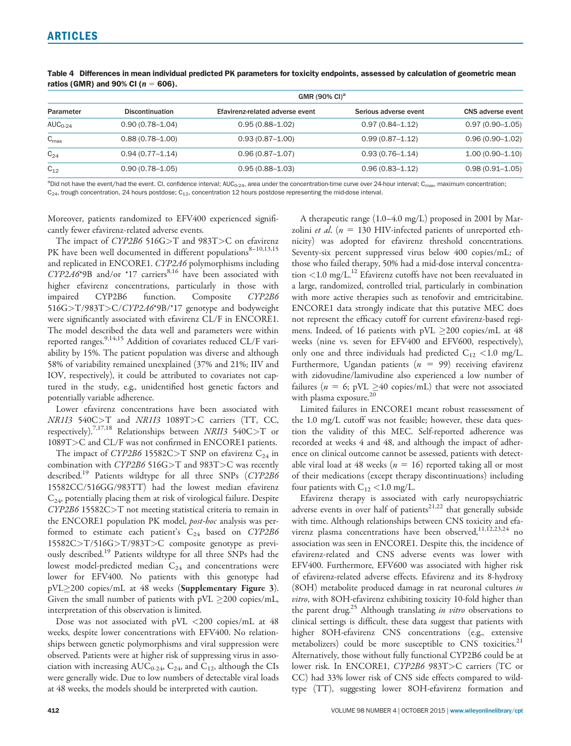**Table 4 Differences in mean individual predicted PK parameters for toxicity endpoints, assessed by calculation of geometric mean ratios (GMR) and 90% CI ($n$ = 606).**

| | GMR (90% CI)[a] | | | |
|---|---|---|---|---|
| Parameter | Discontinuation | Efavirenz-related adverse event | Serious adverse event | CNS adverse event |
| $AUC_{0\text{-}24}$ | 0.90 (0.78–1.04) | 0.95 (0.88–1.02) | 0.97 (0.84–1.12) | 0.97 (0.90–1.05) |
| $C_{max}$ | 0.88 (0.78–1.00) | 0.93 (0.87–1.00) | 0.99 (0.87–1.12) | 0.96 (0.90–1.02) |
| $C_{24}$ | 0.94 (0.77–1.14) | 0.96 (0.87–1.07) | 0.93 (0.76–1.14) | 1.00 (0.90–1.10) |
| $C_{12}$ | 0.90 (0.78–1.05) | 0.95 (0.88–1.03) | 0.96 (0.83–1.12) | 0.98 (0.91–1.05) |

[a]Did not have the event/had the event. CI, confidence interval; $AUC_{0\text{-}24}$, area under the concentration-time curve over 24-hour interval; $C_{max}$, maximum concentration; $C_{24}$, trough concentration, 24 hours postdose; $C_{12}$, concentration 12 hours postdose representing the mid-dose interval.

Moreover, patients randomized to EFV400 experienced significantly fewer efavirenz-related adverse events.

The impact of *CYP2B6* 516G>T and 983T>C on efavirenz PK have been well documented in different populations[8–10,13,15] and replicated in ENCORE1. *CYP2A6* polymorphisms including *CYP2A6**9B and/or *17 carriers[8,16] have been associated with higher efavirenz concentrations, particularly in those with impaired CYP2B6 function. Composite *CYP2B6* 516G>T/983T>C/*CYP2A6**9B/*17 genotype and bodyweight were significantly associated with efavirenz CL/F in ENCORE1. The model described the data well and parameters were within reported ranges.[9,14,15] Addition of covariates reduced CL/F variability by 15%. The patient population was diverse and although 58% of variability remained unexplained (37% and 21%; IIV and IOV, respectively), it could be attributed to covariates not captured in the study, e.g., unidentified host genetic factors and potentially variable adherence.

Lower efavirenz concentrations have been associated with *NR1I3* 540C>T and *NR1I3* 1089T>C carriers (TT, CC, respectively).[7,17,18] Relationships between *NR1I3* 540C>T or 1089T>C and CL/F was not confirmed in ENCORE1 patients.

The impact of *CYP2B6* 15582C>T SNP on efavirenz $C_{24}$ in combination with *CYP2B6* 516G>T and 983T>C was recently described.[19] Patients wildtype for all three SNPs (*CYP2B6* 15582CC/516GG/983TT) had the lowest median efavirenz $C_{24}$, potentially placing them at risk of virological failure. Despite *CYP2B6* 15582C>T not meeting statistical criteria to remain in the ENCORE1 population PK model, *post-hoc* analysis was performed to estimate each patient's $C_{24}$ based on *CYP2B6* 15582C>T/516G>T/983T>C composite genotype as previously described.[19] Patients wildtype for all three SNPs had the lowest model-predicted median $C_{24}$ and concentrations were lower for EFV400. No patients with this genotype had pVL≥200 copies/mL at 48 weeks (**Supplementary Figure 3**). Given the small number of patients with pVL ≥200 copies/mL, interpretation of this observation is limited.

Dose was not associated with pVL <200 copies/mL at 48 weeks, despite lower concentrations with EFV400. No relationships between genetic polymorphisms and viral suppression were observed. Patients were at higher risk of suppressing virus in association with increasing $AUC_{0\text{-}24}$, $C_{24}$, and $C_{12}$, although the CIs were generally wide. Due to low numbers of detectable viral loads at 48 weeks, the models should be interpreted with caution.

A therapeutic range (1.0–4.0 mg/L) proposed in 2001 by Marzolini *et al*. ($n$ = 130 HIV-infected patients of unreported ethnicity) was adopted for efavirenz threshold concentrations. Seventy-six percent suppressed virus below 400 copies/mL; of those who failed therapy, 50% had a mid-dose interval concentration <1.0 mg/L.[12] Efavirenz cutoffs have not been reevaluated in a large, randomized, controlled trial, particularly in combination with more active therapies such as tenofovir and emtricitabine. ENCORE1 data strongly indicate that this putative MEC does not represent the efficacy cutoff for current efavirenz-based regimens. Indeed, of 16 patients with pVL ≥200 copies/mL at 48 weeks (nine vs. seven for EFV400 and EFV600, respectively), only one and three individuals had predicted $C_{12}$ <1.0 mg/L. Furthermore, Ugandan patients ($n$ = 99) receiving efavirenz with zidovudine/lamivudine also experienced a low number of failures ($n$ = 6; pVL ≥40 copies/mL) that were not associated with plasma exposure.[20]

Limited failures in ENCORE1 meant robust reassessment of the 1.0 mg/L cutoff was not feasible; however, these data question the validity of this MEC. Self-reported adherence was recorded at weeks 4 and 48, and although the impact of adherence on clinical outcome cannot be assessed, patients with detectable viral load at 48 weeks ($n$ = 16) reported taking all or most of their medications (except therapy discontinuations) including four patients with $C_{12}$ <1.0 mg/L.

Efavirenz therapy is associated with early neuropsychiatric adverse events in over half of patients[21,22] that generally subside with time. Although relationships between CNS toxicity and efavirenz plasma concentrations have been observed,[11,12,23,24] no association was seen in ENCORE1. Despite this, the incidence of efavirenz-related and CNS adverse events was lower with EFV400. Furthermore, EFV600 was associated with higher risk of efavirenz-related adverse effects. Efavirenz and its 8-hydroxy (8OH) metabolite produced damage in rat neuronal cultures *in vitro*, with 8OH-efavirenz exhibiting toxicity 10-fold higher than the parent drug.[25] Although translating *in vitro* observations to clinical settings is difficult, these data suggest that patients with higher 8OH-efavirenz CNS concentrations (e.g., extensive metabolizers) could be more susceptible to CNS toxicities.[21] Alternatively, those without fully functional CYP2B6 could be at lower risk. In ENCORE1, *CYP2B6* 983T>C carriers (TC or CC) had 33% lower risk of CNS side effects compared to wildtype (TT), suggesting lower 8OH-efavirenz formation and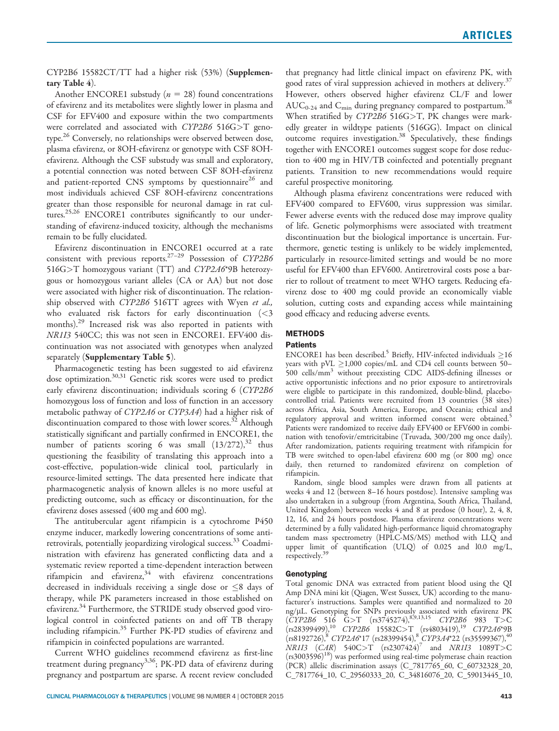CYP2B6 15582CT/TT had a higher risk (53%) (**Supplementary Table 4**).

Another ENCORE1 substudy ($n = 28$) found concentrations of efavirenz and its metabolites were slightly lower in plasma and CSF for EFV400 and exposure within the two compartments were correlated and associated with *CYP2B6* 516G>T genotype.[26] Conversely, no relationships were observed between dose, plasma efavirenz, or 8OH-efavirenz or genotype with CSF 8OH-efavirenz. Although the CSF substudy was small and exploratory, a potential connection was noted between CSF 8OH-efavirenz and patient-reported CNS symptoms by questionnaire[26] and most individuals achieved CSF 8OH-efavirenz concentrations greater than those responsible for neuronal damage in rat cultures.[25,26] ENCORE1 contributes significantly to our understanding of efavirenz-induced toxicity, although the mechanisms remain to be fully elucidated.

Efavirenz discontinuation in ENCORE1 occurred at a rate consistent with previous reports.[27–29] Possession of *CYP2B6* 516G>T homozygous variant (TT) and *CYP2A6*\*9B heterozygous or homozygous variant alleles (CA or AA) but not dose were associated with higher risk of discontinuation. The relationship observed with *CYP2B6* 516TT agrees with Wyen *et al.,* who evaluated risk factors for early discontinuation (<3 months).[29] Increased risk was also reported in patients with *NR1I3* 540CC; this was not seen in ENCORE1. EFV400 discontinuation was not associated with genotypes when analyzed separately (**Supplementary Table 5**).

Pharmacogenetic testing has been suggested to aid efavirenz dose optimization.[30,31] Genetic risk scores were used to predict early efavirenz discontinuation; individuals scoring 6 (*CYP2B6* homozygous loss of function and loss of function in an accessory metabolic pathway of *CYP2A6* or *CYP3A4*) had a higher risk of discontinuation compared to those with lower scores.[32] Although statistically significant and partially confirmed in ENCORE1, the number of patients scoring 6 was small (13/272),[32] thus questioning the feasibility of translating this approach into a cost-effective, population-wide clinical tool, particularly in resource-limited settings. The data presented here indicate that pharmacogenetic analysis of known alleles is no more useful at predicting outcome, such as efficacy or discontinuation, for the efavirenz doses assessed (400 mg and 600 mg).

The antitubercular agent rifampicin is a cytochrome P450 enzyme inducer, markedly lowering concentrations of some antiretrovirals, potentially jeopardizing virological success.[33] Coadministration with efavirenz has generated conflicting data and a systematic review reported a time-dependent interaction between rifampicin and efavirenz,[34] with efavirenz concentrations decreased in individuals receiving a single dose or ≤8 days of therapy, while PK parameters increased in those established on efavirenz.[34] Furthermore, the STRIDE study observed good virological control in coinfected patients on and off TB therapy including rifampicin.[35] Further PK-PD studies of efavirenz and rifampicin in coinfected populations are warranted.

Current WHO guidelines recommend efavirenz as first-line treatment during pregnancy[3,36]; PK-PD data of efavirenz during pregnancy and postpartum are sparse. A recent review concluded that pregnancy had little clinical impact on efavirenz PK, with good rates of viral suppression achieved in mothers at delivery.[37] However, others observed higher efavirenz CL/F and lower $AUC_{0\text{-}24}$ and $C_{min}$ during pregnancy compared to postpartum.[38] When stratified by *CYP2B6* 516G>T, PK changes were markedly greater in wildtype patients (516GG). Impact on clinical outcome requires investigation.[38] Speculatively, these findings together with ENCORE1 outcomes suggest scope for dose reduction to 400 mg in HIV/TB coinfected and potentially pregnant patients. Transition to new recommendations would require careful prospective monitoring.

Although plasma efavirenz concentrations were reduced with EFV400 compared to EFV600, virus suppression was similar. Fewer adverse events with the reduced dose may improve quality of life. Genetic polymorphisms were associated with treatment discontinuation but the biological importance is uncertain. Furthermore, genetic testing is unlikely to be widely implemented, particularly in resource-limited settings and would be no more useful for EFV400 than EFV600. Antiretroviral costs pose a barrier to rollout of treatment to meet WHO targets. Reducing efavirenz dose to 400 mg could provide an economically viable solution, cutting costs and expanding access while maintaining good efficacy and reducing adverse events.

## METHODS

### Patients

ENCORE1 has been described.[5] Briefly, HIV-infected individuals ≥16 years with pVL ≥1,000 copies/mL and CD4 cell counts between 50–500 cells/mm$^3$ without preexisting CDC AIDS-defining illnesses or active opportunistic infections and no prior exposure to antiretrovirals were eligible to participate in this randomized, double-blind, placebo-controlled trial. Patients were recruited from 13 countries (38 sites) across Africa, Asia, South America, Europe, and Oceania; ethical and regulatory approval and written informed consent were obtained.[5] Patients were randomized to receive daily EFV400 or EFV600 in combination with tenofovir/emtricitabine (Truvada, 300/200 mg once daily). After randomization, patients requiring treatment with rifampicin for TB were switched to open-label efavirenz 600 mg (or 800 mg) once daily, then returned to randomized efavirenz on completion of rifampicin.

Random, single blood samples were drawn from all patients at weeks 4 and 12 (between 8–16 hours postdose). Intensive sampling was also undertaken in a subgroup (from Argentina, South Africa, Thailand, United Kingdom) between weeks 4 and 8 at predose (0 hour), 2, 4, 8, 12, 16, and 24 hours postdose. Plasma efavirenz concentrations were determined by a fully validated high-performance liquid chromatography tandem mass spectrometry (HPLC-MS/MS) method with LLQ and upper limit of quantification (ULQ) of 0.025 and l0.0 mg/L, respectively.[39]

### Genotyping

Total genomic DNA was extracted from patient blood using the QI Amp DNA mini kit (Qiagen, West Sussex, UK) according to the manufacturer's instructions. Samples were quantified and normalized to 20 ng/μL. Genotyping for SNPs previously associated with efavirenz PK (*CYP2B6* 516 G>T (rs3745274),[8,9,13,15] *CYP2B6* 983 T>C (rs28399499),[10] *CYP2B6* 15582C>T (rs4803419),[19] *CYP2A6*\*9B (rs8192726),[8] *CYP2A6*\*17 (rs28399454),[8] *CYP3A4*\*22 (rs35599367),[40] *NR1I3* (*CAR*) 540C>T (rs2307424)[7] and *NR1I3* 1089T>C (rs3003596)[18]) was performed using real-time polymerase chain reaction (PCR) allelic discrimination assays (C_7817765_60, C_60732328_20, C_7817764_10, C_29560333_20, C_34816076_20, C_59013445_10,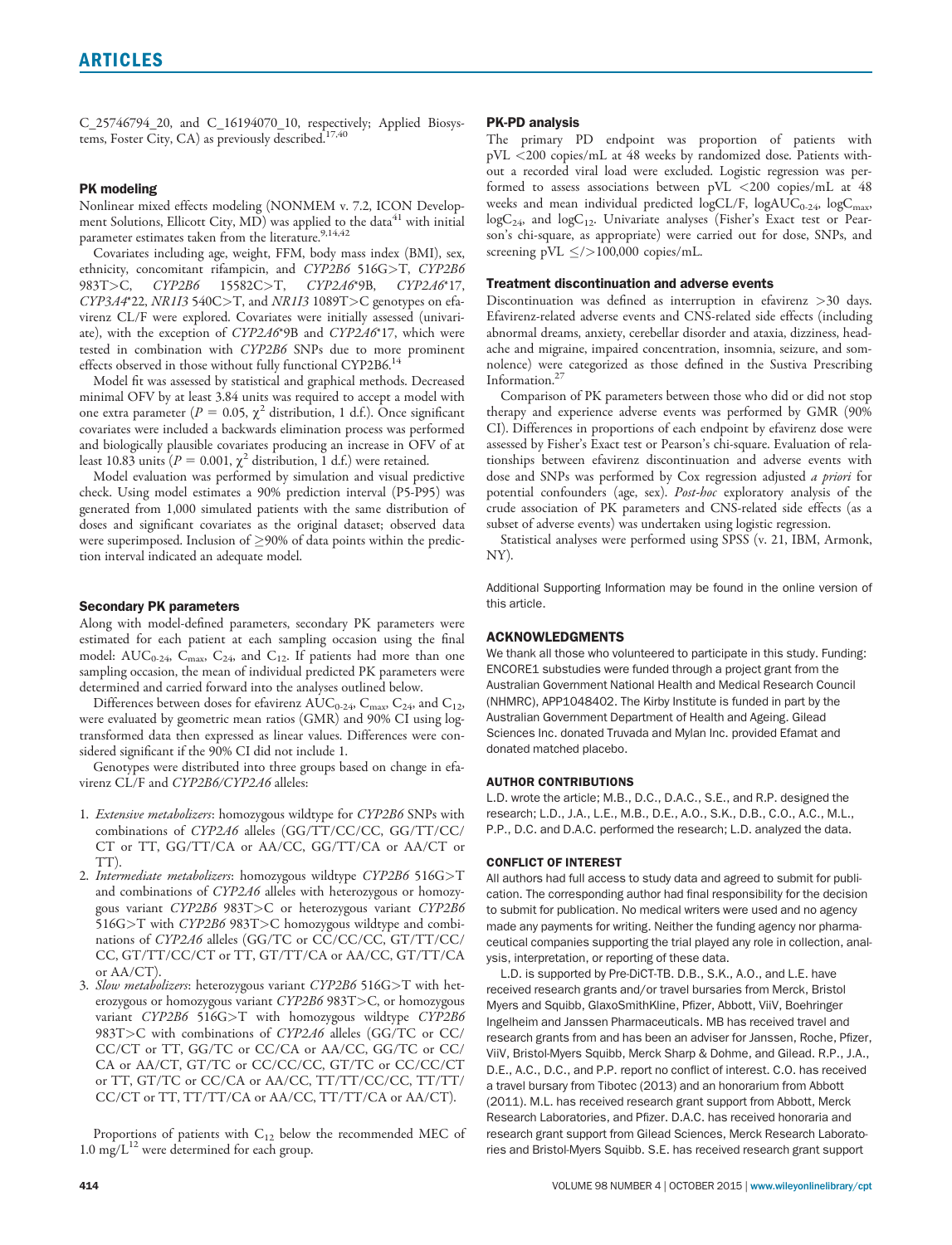C_25746794_20, and C_16194070_10, respectively; Applied Biosystems, Foster City, CA) as previously described.[17,40]

### PK modeling

Nonlinear mixed effects modeling (NONMEM v. 7.2, ICON Development Solutions, Ellicott City, MD) was applied to the data[41] with initial parameter estimates taken from the literature.[9,14,42]

Covariates including age, weight, FFM, body mass index (BMI), sex, ethnicity, concomitant rifampicin, and *CYP2B6* 516G>T, *CYP2B6* 983T>C, *CYP2B6* 15582C>T, *CYP2A6*\*9B, *CYP2A6*\*17, *CYP3A4*\*22, *NR1I3* 540C>T, and *NR1I3* 1089T>C genotypes on efavirenz CL/F were explored. Covariates were initially assessed (univariate), with the exception of *CYP2A6*\*9B and *CYP2A6*\*17, which were tested in combination with *CYP2B6* SNPs due to more prominent effects observed in those without fully functional CYP2B6.[14]

Model fit was assessed by statistical and graphical methods. Decreased minimal OFV by at least 3.84 units was required to accept a model with one extra parameter ($P = 0.05$, $\chi^2$ distribution, 1 d.f.). Once significant covariates were included a backwards elimination process was performed and biologically plausible covariates producing an increase in OFV of at least 10.83 units ($P = 0.001$, $\chi^2$ distribution, 1 d.f.) were retained.

Model evaluation was performed by simulation and visual predictive check. Using model estimates a 90% prediction interval (P5-P95) was generated from 1,000 simulated patients with the same distribution of doses and significant covariates as the original dataset; observed data were superimposed. Inclusion of ≥90% of data points within the prediction interval indicated an adequate model.

### Secondary PK parameters

Along with model-defined parameters, secondary PK parameters were estimated for each patient at each sampling occasion using the final model: $AUC_{0-24}$, $C_{max}$, $C_{24}$, and $C_{12}$. If patients had more than one sampling occasion, the mean of individual predicted PK parameters were determined and carried forward into the analyses outlined below.

Differences between doses for efavirenz $AUC_{0-24}$, $C_{max}$, $C_{24}$, and $C_{12}$, were evaluated by geometric mean ratios (GMR) and 90% CI using log-transformed data then expressed as linear values. Differences were considered significant if the 90% CI did not include 1.

Genotypes were distributed into three groups based on change in efavirenz CL/F and *CYP2B6*/*CYP2A6* alleles:

1. *Extensive metabolizers*: homozygous wildtype for *CYP2B6* SNPs with combinations of *CYP2A6* alleles (GG/TT/CC/CC, GG/TT/CC/CT or TT, GG/TT/CA or AA/CC, GG/TT/CA or AA/CT or TT).
2. *Intermediate metabolizers*: homozygous wildtype *CYP2B6* 516G>T and combinations of *CYP2A6* alleles with heterozygous or homozygous variant *CYP2B6* 983T>C or heterozygous variant *CYP2B6* 516G>T with *CYP2B6* 983T>C homozygous wildtype and combinations of *CYP2A6* alleles (GG/TC or CC/CC/CC, GT/TT/CC/CC, GT/TT/CC/CT or TT, GT/TT/CA or AA/CC, GT/TT/CA or AA/CT).
3. *Slow metabolizers*: heterozygous variant *CYP2B6* 516G>T with heterozygous or homozygous variant *CYP2B6* 983T>C, or homozygous variant *CYP2B6* 516G>T with homozygous wildtype *CYP2B6* 983T>C with combinations of *CYP2A6* alleles (GG/TC or CC/CC/CT or TT, GG/TC or CC/CA or AA/CC, GG/TC or CC/CA or AA/CT, GT/TC or CC/CC/CC, GT/TC or CC/CC/CT or TT, GT/TC or CC/CA or AA/CC, TT/TT/CC/CC, TT/TT/CC/CT or TT, TT/TT/CA or AA/CC, TT/TT/CA or AA/CT).

Proportions of patients with $C_{12}$ below the recommended MEC of 1.0 mg/L[12] were determined for each group.

### PK-PD analysis

The primary PD endpoint was proportion of patients with pVL <200 copies/mL at 48 weeks by randomized dose. Patients without a recorded viral load were excluded. Logistic regression was performed to assess associations between pVL <200 copies/mL at 48 weeks and mean individual predicted logCL/F, log$AUC_{0-24}$, log$C_{max}$, log$C_{24}$, and log$C_{12}$. Univariate analyses (Fisher's Exact test or Pearson's chi-square, as appropriate) were carried out for dose, SNPs, and screening pVL ≤/>100,000 copies/mL.

### Treatment discontinuation and adverse events

Discontinuation was defined as interruption in efavirenz >30 days. Efavirenz-related adverse events and CNS-related side effects (including abnormal dreams, anxiety, cerebellar disorder and ataxia, dizziness, headache and migraine, impaired concentration, insomnia, seizure, and somnolence) were categorized as those defined in the Sustiva Prescribing Information.[27]

Comparison of PK parameters between those who did or did not stop therapy and experience adverse events was performed by GMR (90% CI). Differences in proportions of each endpoint by efavirenz dose were assessed by Fisher's Exact test or Pearson's chi-square. Evaluation of relationships between efavirenz discontinuation and adverse events with dose and SNPs was performed by Cox regression adjusted *a priori* for potential confounders (age, sex). *Post-hoc* exploratory analysis of the crude association of PK parameters and CNS-related side effects (as a subset of adverse events) was undertaken using logistic regression.

Statistical analyses were performed using SPSS (v. 21, IBM, Armonk, NY).

Additional Supporting Information may be found in the online version of this article.

### ACKNOWLEDGMENTS

We thank all those who volunteered to participate in this study. Funding: ENCORE1 substudies were funded through a project grant from the Australian Government National Health and Medical Research Council (NHMRC), APP1048402. The Kirby Institute is funded in part by the Australian Government Department of Health and Ageing. Gilead Sciences Inc. donated Truvada and Mylan Inc. provided Efamat and donated matched placebo.

### AUTHOR CONTRIBUTIONS

L.D. wrote the article; M.B., D.C., D.A.C., S.E., and R.P. designed the research; L.D., J.A., L.E., M.B., D.E., A.O., S.K., D.B., C.O., A.C., M.L., P.P., D.C. and D.A.C. performed the research; L.D. analyzed the data.

### CONFLICT OF INTEREST

All authors had full access to study data and agreed to submit for publication. The corresponding author had final responsibility for the decision to submit for publication. No medical writers were used and no agency made any payments for writing. Neither the funding agency nor pharmaceutical companies supporting the trial played any role in collection, analysis, interpretation, or reporting of these data.

L.D. is supported by Pre-DiCT-TB. D.B., S.K., A.O., and L.E. have received research grants and/or travel bursaries from Merck, Bristol Myers and Squibb, GlaxoSmithKline, Pfizer, Abbott, ViiV, Boehringer Ingelheim and Janssen Pharmaceuticals. MB has received travel and research grants from and has been an adviser for Janssen, Roche, Pfizer, ViiV, Bristol-Myers Squibb, Merck Sharp & Dohme, and Gilead. R.P., J.A., D.E., A.C., D.C., and P.P. report no conflict of interest. C.O. has received a travel bursary from Tibotec (2013) and an honorarium from Abbott (2011). M.L. has received research grant support from Abbott, Merck Research Laboratories, and Pfizer. D.A.C. has received honoraria and research grant support from Gilead Sciences, Merck Research Laboratories and Bristol-Myers Squibb. S.E. has received research grant support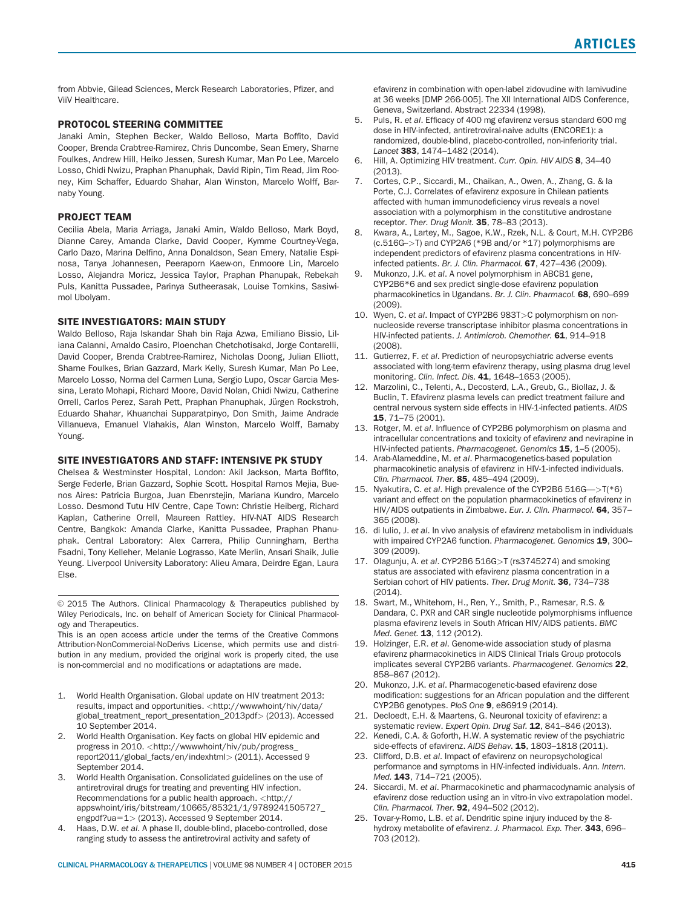from Abbvie, Gilead Sciences, Merck Research Laboratories, Pfizer, and ViiV Healthcare.

## PROTOCOL STEERING COMMITTEE

Janaki Amin, Stephen Becker, Waldo Belloso, Marta Boffito, David Cooper, Brenda Crabtree-Ramirez, Chris Duncombe, Sean Emery, Sharne Foulkes, Andrew Hill, Heiko Jessen, Suresh Kumar, Man Po Lee, Marcelo Losso, Chidi Nwizu, Praphan Phanuphak, David Ripin, Tim Read, Jim Rooney, Kim Schaffer, Eduardo Shahar, Alan Winston, Marcelo Wolff, Barnaby Young.

## PROJECT TEAM

Cecilia Abela, Maria Arriaga, Janaki Amin, Waldo Belloso, Mark Boyd, Dianne Carey, Amanda Clarke, David Cooper, Kymme Courtney-Vega, Carlo Dazo, Marina Delfino, Anna Donaldson, Sean Emery, Natalie Espinosa, Tanya Johannesen, Peeraporn Kaew-on, Enmoore Lin, Marcelo Losso, Alejandra Moricz, Jessica Taylor, Praphan Phanupak, Rebekah Puls, Kanitta Pussadee, Parinya Sutheerasak, Louise Tomkins, Sasiwimol Ubolyam.

## SITE INVESTIGATORS: MAIN STUDY

Waldo Belloso, Raja Iskandar Shah bin Raja Azwa, Emiliano Bissio, Liliana Calanni, Arnaldo Casiro, Ploenchan Chetchotisakd, Jorge Contarelli, David Cooper, Brenda Crabtree-Ramirez, Nicholas Doong, Julian Elliott, Sharne Foulkes, Brian Gazzard, Mark Kelly, Suresh Kumar, Man Po Lee, Marcelo Losso, Norma del Carmen Luna, Sergio Lupo, Oscar Garcia Messina, Lerato Mohapi, Richard Moore, David Nolan, Chidi Nwizu, Catherine Orrell, Carlos Perez, Sarah Pett, Praphan Phanuphak, Jürgen Rockstroh, Eduardo Shahar, Khuanchai Supparatpinyo, Don Smith, Jaime Andrade Villanueva, Emanuel Vlahakis, Alan Winston, Marcelo Wolff, Barnaby Young.

## SITE INVESTIGATORS AND STAFF: INTENSIVE PK STUDY

Chelsea & Westminster Hospital, London: Akil Jackson, Marta Boffito, Serge Federle, Brian Gazzard, Sophie Scott. Hospital Ramos Mejia, Buenos Aires: Patricia Burgoa, Juan Ebenrstejin, Mariana Kundro, Marcelo Losso. Desmond Tutu HIV Centre, Cape Town: Christie Heiberg, Richard Kaplan, Catherine Orrell, Maureen Rattley. HIV-NAT AIDS Research Centre, Bangkok: Amanda Clarke, Kanitta Pussadee, Praphan Phanuphak. Central Laboratory: Alex Carrera, Philip Cunningham, Bertha Fsadni, Tony Kelleher, Melanie Lograsso, Kate Merlin, Ansari Shaik, Julie Yeung. Liverpool University Laboratory: Alieu Amara, Deirdre Egan, Laura Else.

© 2015 The Authors. Clinical Pharmacology & Therapeutics published by Wiley Periodicals, Inc. on behalf of American Society for Clinical Pharmacology and Therapeutics.

This is an open access article under the terms of the Creative Commons Attribution-NonCommercial-NoDerivs License, which permits use and distribution in any medium, provided the original work is properly cited, the use is non-commercial and no modifications or adaptations are made.

1. World Health Organisation. Global update on HIV treatment 2013: results, impact and opportunities. <http://wwwhoint/hiv/data/global_treatment_report_presentation_2013pdf> (2013). Accessed 10 September 2014.
2. World Health Organisation. Key facts on global HIV epidemic and progress in 2010. <http://wwwhoint/hiv/pub/progress_report2011/global_facts/en/indexhtml> (2011). Accessed 9 September 2014.
3. World Health Organisation. Consolidated guidelines on the use of antiretroviral drugs for treating and preventing HIV infection. Recommendations for a public health approach. <http://appswhoint/iris/bitstream/10665/85321/1/9789241505727_engpdf?ua=1> (2013). Accessed 9 September 2014.
4. Haas, D.W. *et al*. A phase II, double-blind, placebo-controlled, dose ranging study to assess the antiretroviral activity and safety of efavirenz in combination with open-label zidovudine with lamivudine at 36 weeks [DMP 266-005]. The XII International AIDS Conference, Geneva, Switzerland. Abstract 22334 (1998).
5. Puls, R. *et al*. Efficacy of 400 mg efavirenz versus standard 600 mg dose in HIV-infected, antiretroviral-naive adults (ENCORE1): a randomized, double-blind, placebo-controlled, non-inferiority trial. *Lancet* **383**, 1474–1482 (2014).
6. Hill, A. Optimizing HIV treatment. *Curr. Opin. HIV AIDS* **8**, 34–40 (2013).
7. Cortes, C.P., Siccardi, M., Chaikan, A., Owen, A., Zhang, G. & la Porte, C.J. Correlates of efavirenz exposure in Chilean patients affected with human immunodeficiency virus reveals a novel association with a polymorphism in the constitutive androstane receptor. *Ther. Drug Monit.* **35**, 78–83 (2013).
8. Kwara, A., Lartey, M., Sagoe, K.W., Rzek, N.L. & Court, M.H. CYP2B6 (c.516G–>T) and CYP2A6 (*9B and/or *17) polymorphisms are independent predictors of efavirenz plasma concentrations in HIV-infected patients. *Br. J. Clin. Pharmacol.* **67**, 427–436 (2009).
9. Mukonzo, J.K. *et al*. A novel polymorphism in ABCB1 gene, CYP2B6*6 and sex predict single-dose efavirenz population pharmacokinetics in Ugandans. *Br. J. Clin. Pharmacol.* **68**, 690–699 (2009).
10. Wyen, C. *et al*. Impact of CYP2B6 983T>C polymorphism on non-nucleoside reverse transcriptase inhibitor plasma concentrations in HIV-infected patients. *J. Antimicrob. Chemother.* **61**, 914–918 (2008).
11. Gutierrez, F. *et al*. Prediction of neuropsychiatric adverse events associated with long-term efavirenz therapy, using plasma drug level monitoring. *Clin. Infect. Dis.* **41**, 1648–1653 (2005).
12. Marzolini, C., Telenti, A., Decosterd, L.A., Greub, G., Biollaz, J. & Buclin, T. Efavirenz plasma levels can predict treatment failure and central nervous system side effects in HIV-1-infected patients. *AIDS* **15**, 71–75 (2001).
13. Rotger, M. *et al*. Influence of CYP2B6 polymorphism on plasma and intracellular concentrations and toxicity of efavirenz and nevirapine in HIV-infected patients. *Pharmacogenet. Genomics* **15**, 1–5 (2005).
14. Arab-Alameddine, M. *et al*. Pharmacogenetics-based population pharmacokinetic analysis of efavirenz in HIV-1-infected individuals. *Clin. Pharmacol. Ther.* **85**, 485–494 (2009).
15. Nyakutira, C. *et al*. High prevalence of the CYP2B6 516G—>T(*6) variant and effect on the population pharmacokinetics of efavirenz in HIV/AIDS outpatients in Zimbabwe. *Eur. J. Clin. Pharmacol.* **64**, 357–365 (2008).
16. di Iulio, J. *et al*. In vivo analysis of efavirenz metabolism in individuals with impaired CYP2A6 function. *Pharmacogenet. Genomics* **19**, 300–309 (2009).
17. Olagunju, A. *et al*. CYP2B6 516G>T (rs3745274) and smoking status are associated with efavirenz plasma concentration in a Serbian cohort of HIV patients. *Ther. Drug Monit.* **36**, 734–738 (2014).
18. Swart, M., Whitehorn, H., Ren, Y., Smith, P., Ramesar, R.S. & Dandara, C. PXR and CAR single nucleotide polymorphisms influence plasma efavirenz levels in South African HIV/AIDS patients. *BMC Med. Genet.* **13**, 112 (2012).
19. Holzinger, E.R. *et al*. Genome-wide association study of plasma efavirenz pharmacokinetics in AIDS Clinical Trials Group protocols implicates several CYP2B6 variants. *Pharmacogenet. Genomics* **22**, 858–867 (2012).
20. Mukonzo, J.K. *et al*. Pharmacogenetic-based efavirenz dose modification: suggestions for an African population and the different CYP2B6 genotypes. *PloS One* **9**, e86919 (2014).
21. Decloedt, E.H. & Maartens, G. Neuronal toxicity of efavirenz: a systematic review. *Expert Opin. Drug Saf.* **12**, 841–846 (2013).
22. Kenedi, C.A. & Goforth, H.W. A systematic review of the psychiatric side-effects of efavirenz. *AIDS Behav.* **15**, 1803–1818 (2011).
23. Clifford, D.B. *et al*. Impact of efavirenz on neuropsychological performance and symptoms in HIV-infected individuals. *Ann. Intern. Med.* **143**, 714–721 (2005).
24. Siccardi, M. *et al*. Pharmacokinetic and pharmacodynamic analysis of efavirenz dose reduction using an in vitro-in vivo extrapolation model. *Clin. Pharmacol. Ther.* **92**, 494–502 (2012).
25. Tovar-y-Romo, L.B. *et al*. Dendritic spine injury induced by the 8-hydroxy metabolite of efavirenz. *J. Pharmacol. Exp. Ther.* **343**, 696–703 (2012).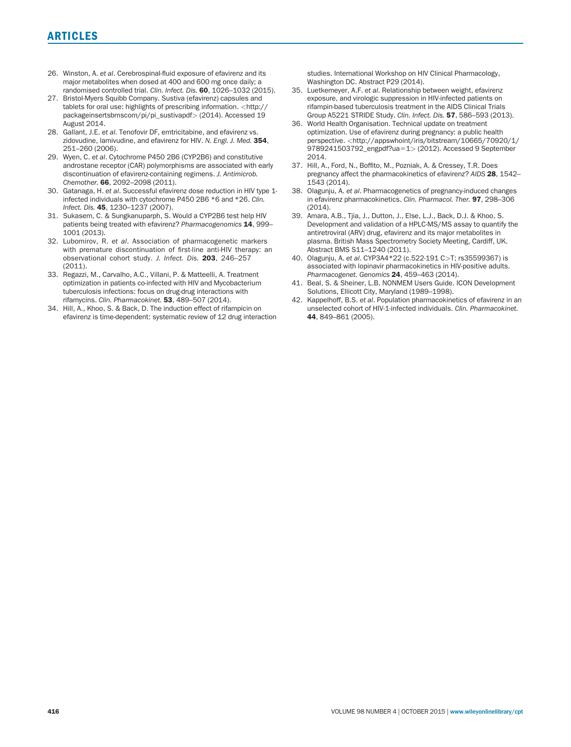26. Winston, A. *et al*. Cerebrospinal-fluid exposure of efavirenz and its major metabolites when dosed at 400 and 600 mg once daily; a randomised controlled trial. *Clin. Infect. Dis.* **60**, 1026–1032 (2015).
27. Bristol-Myers Squibb Company. Sustiva (efavirenz) capsules and tablets for oral use: highlights of prescribing information. <http://packageinsertsbmscom/pi/pi_sustivapdf> (2014). Accessed 19 August 2014.
28. Gallant, J.E. *et al*. Tenofovir DF, emtricitabine, and efavirenz vs. zidovudine, lamivudine, and efavirenz for HIV. *N. Engl. J. Med.* **354**, 251–260 (2006).
29. Wyen, C. *et al*. Cytochrome P450 2B6 (CYP2B6) and constitutive androstane receptor (CAR) polymorphisms are associated with early discontinuation of efavirenz-containing regimens. *J. Antimicrob. Chemother.* **66**, 2092–2098 (2011).
30. Gatanaga, H. *et al*. Successful efavirenz dose reduction in HIV type 1-infected individuals with cytochrome P450 2B6 *6 and *26. *Clin. Infect. Dis.* **45**, 1230–1237 (2007).
31. Sukasem, C. & Sungkanuparph, S. Would a CYP2B6 test help HIV patients being treated with efavirenz? *Pharmacogenomics* **14**, 999–1001 (2013).
32. Lubomirov, R. *et al*. Association of pharmacogenetic markers with premature discontinuation of first-line anti-HIV therapy: an observational cohort study. *J. Infect. Dis.* **203**, 246–257 (2011).
33. Regazzi, M., Carvalho, A.C., Villani, P. & Matteelli, A. Treatment optimization in patients co-infected with HIV and Mycobacterium tuberculosis infections: focus on drug-drug interactions with rifamycins. *Clin. Pharmacokinet.* **53**, 489–507 (2014).
34. Hill, A., Khoo, S. & Back, D. The induction effect of rifampicin on efavirenz is time-dependent: systematic review of 12 drug interaction studies. International Workshop on HIV Clinical Pharmacology, Washington DC. Abstract P29 (2014).
35. Luetkemeyer, A.F. *et al*. Relationship between weight, efavirenz exposure, and virologic suppression in HIV-infected patients on rifampin-based tuberculosis treatment in the AIDS Clinical Trials Group A5221 STRIDE Study. *Clin. Infect. Dis.* **57**, 586–593 (2013).
36. World Health Organisation. Technical update on treatment optimization. Use of efavirenz during pregnancy: a public health perspective. <http://appswhoint/iris/bitstream/10665/70920/1/9789241503792_engpdf?ua=1> (2012). Accessed 9 September 2014.
37. Hill, A., Ford, N., Boffito, M., Pozniak, A. & Cressey, T.R. Does pregnancy affect the pharmacokinetics of efavirenz? *AIDS* **28**, 1542–1543 (2014).
38. Olagunju, A. *et al*. Pharmacogenetics of pregnancy-induced changes in efavirenz pharmacokinetics. *Clin. Pharmacol. Ther.* **97**, 298–306 (2014).
39. Amara, A.B., Tjia, J., Dutton, J., Else, L.J., Back, D.J. & Khoo, S. Development and validation of a HPLC-MS/MS assay to quantify the antiretroviral (ARV) drug, efavirenz and its major metabolites in plasma. British Mass Spectrometry Society Meeting, Cardiff, UK. Abstract BMS S11–1240 (2011).
40. Olagunju, A. *et al*. CYP3A4*22 (c.522-191 C>T; rs35599367) is associated with lopinavir pharmacokinetics in HIV-positive adults. *Pharmacogenet. Genomics* **24**, 459–463 (2014).
41. Beal, S. & Sheiner, L.B. NONMEM Users Guide. ICON Development Solutions, Ellicott City, Maryland (1989–1998).
42. Kappelhoff, B.S. *et al*. Population pharmacokinetics of efavirenz in an unselected cohort of HIV-1-infected individuals. *Clin. Pharmacokinet.* **44**, 849–861 (2005).